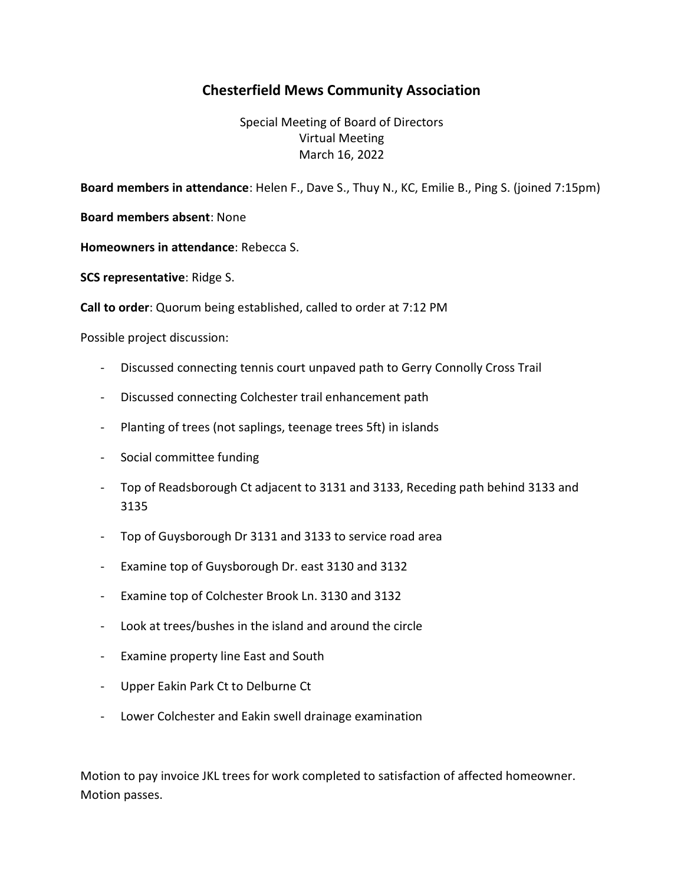# Chesterfield Mews Community Association

Special Meeting of Board of Directors
Virtual Meeting
March 16, 2022

**Board members in attendance**: Helen F., Dave S., Thuy N., KC, Emilie B., Ping S. (joined 7:15pm)

**Board members absent**: None

**Homeowners in attendance**: Rebecca S.

**SCS representative**: Ridge S.

**Call to order**: Quorum being established, called to order at 7:12 PM

Possible project discussion:

- Discussed connecting tennis court unpaved path to Gerry Connolly Cross Trail
- Discussed connecting Colchester trail enhancement path
- Planting of trees (not saplings, teenage trees 5ft) in islands
- Social committee funding
- Top of Readsborough Ct adjacent to 3131 and 3133, Receding path behind 3133 and 3135
- Top of Guysborough Dr 3131 and 3133 to service road area
- Examine top of Guysborough Dr. east 3130 and 3132
- Examine top of Colchester Brook Ln. 3130 and 3132
- Look at trees/bushes in the island and around the circle
- Examine property line East and South
- Upper Eakin Park Ct to Delburne Ct
- Lower Colchester and Eakin swell drainage examination

Motion to pay invoice JKL trees for work completed to satisfaction of affected homeowner. Motion passes.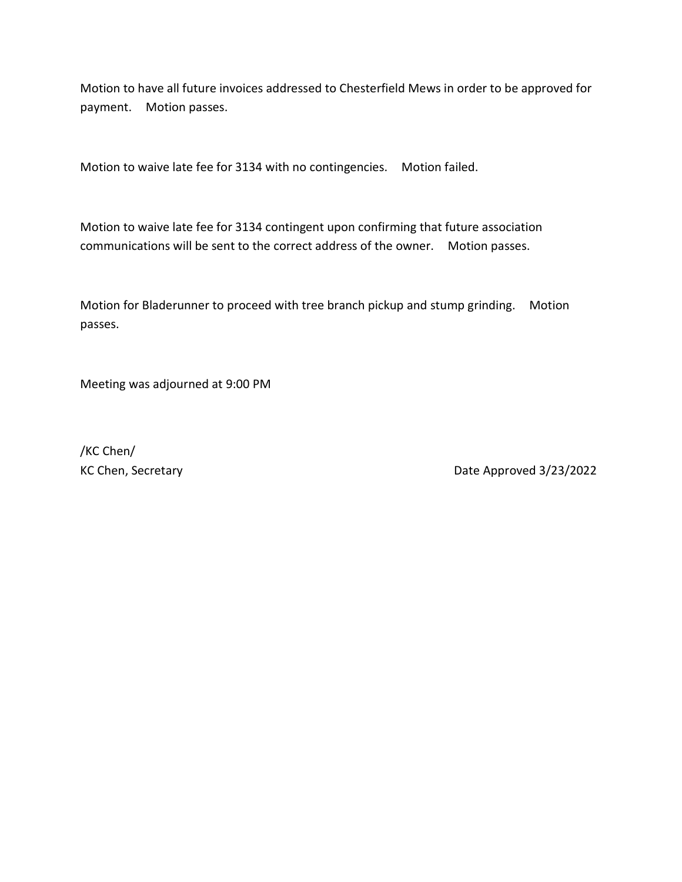Motion to have all future invoices addressed to Chesterfield Mews in order to be approved for payment. Motion passes.

Motion to waive late fee for 3134 with no contingencies. Motion failed.

Motion to waive late fee for 3134 contingent upon confirming that future association communications will be sent to the correct address of the owner. Motion passes.

Motion for Bladerunner to proceed with tree branch pickup and stump grinding. Motion passes.

Meeting was adjourned at 9:00 PM

/KC Chen/

KC Chen, Secretary

Date Approved 3/23/2022